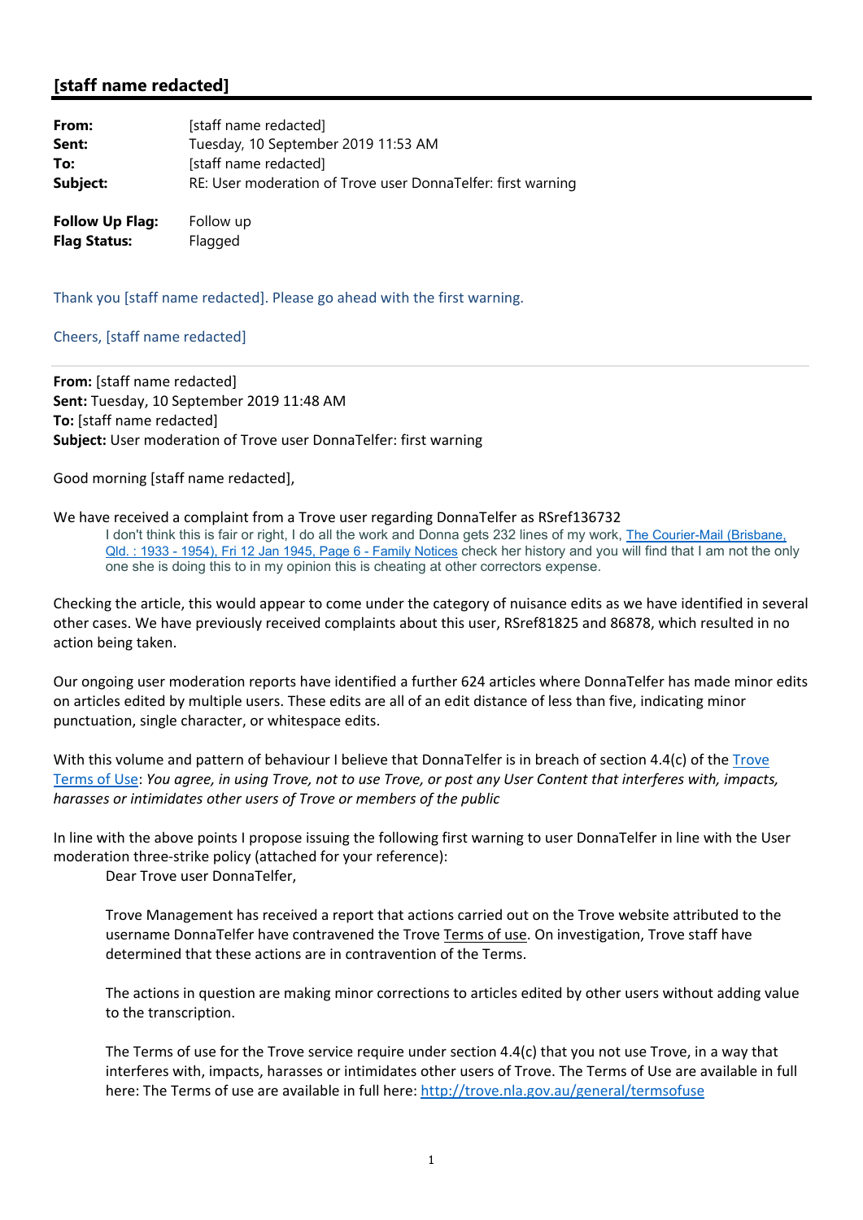# [staff name redacted]

**From:** [staff name redacted]
**Sent:** Tuesday, 10 September 2019 11:53 AM
**To:** [staff name redacted]
**Subject:** RE: User moderation of Trove user DonnaTelfer: first warning

**Follow Up Flag:** Follow up
**Flag Status:** Flagged

Thank you [staff name redacted]. Please go ahead with the first warning.

Cheers, [staff name redacted]

---

**From:** [staff name redacted]
**Sent:** Tuesday, 10 September 2019 11:48 AM
**To:** [staff name redacted]
**Subject:** User moderation of Trove user DonnaTelfer: first warning

Good morning [staff name redacted],

We have received a complaint from a Trove user regarding DonnaTelfer as RSref136732

> I don't think this is fair or right, I do all the work and Donna gets 232 lines of my work, The Courier-Mail (Brisbane, Qld. : 1933 - 1954), Fri 12 Jan 1945, Page 6 - Family Notices check her history and you will find that I am not the only one she is doing this to in my opinion this is cheating at other correctors expense.

Checking the article, this would appear to come under the category of nuisance edits as we have identified in several other cases. We have previously received complaints about this user, RSref81825 and 86878, which resulted in no action being taken.

Our ongoing user moderation reports have identified a further 624 articles where DonnaTelfer has made minor edits on articles edited by multiple users. These edits are all of an edit distance of less than five, indicating minor punctuation, single character, or whitespace edits.

With this volume and pattern of behaviour I believe that DonnaTelfer is in breach of section 4.4(c) of the Trove Terms of Use: *You agree, in using Trove, not to use Trove, or post any User Content that interferes with, impacts, harasses or intimidates other users of Trove or members of the public*

In line with the above points I propose issuing the following first warning to user DonnaTelfer in line with the User moderation three-strike policy (attached for your reference):

> Dear Trove user DonnaTelfer,
>
> Trove Management has received a report that actions carried out on the Trove website attributed to the username DonnaTelfer have contravened the Trove Terms of use. On investigation, Trove staff have determined that these actions are in contravention of the Terms.
>
> The actions in question are making minor corrections to articles edited by other users without adding value to the transcription.
>
> The Terms of use for the Trove service require under section 4.4(c) that you not use Trove, in a way that interferes with, impacts, harasses or intimidates other users of Trove. The Terms of Use are available in full here: The Terms of use are available in full here: http://trove.nla.gov.au/general/termsofuse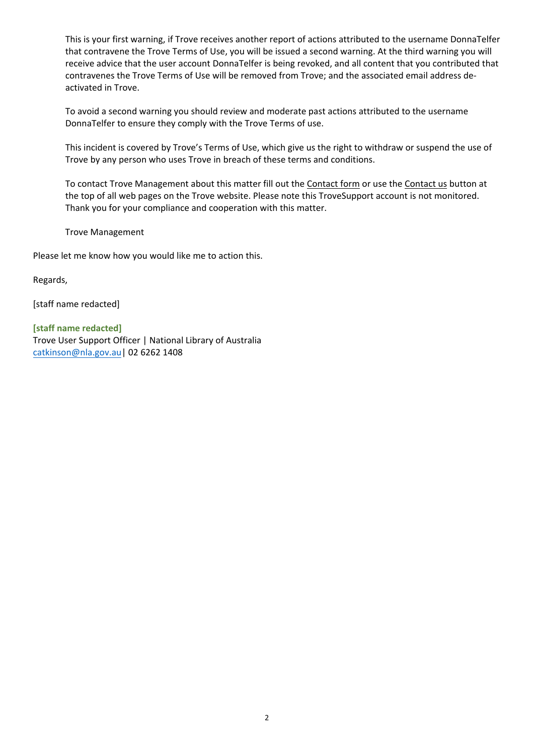This is your first warning, if Trove receives another report of actions attributed to the username DonnaTelfer that contravene the Trove Terms of Use, you will be issued a second warning. At the third warning you will receive advice that the user account DonnaTelfer is being revoked, and all content that you contributed that contravenes the Trove Terms of Use will be removed from Trove; and the associated email address de-activated in Trove.

To avoid a second warning you should review and moderate past actions attributed to the username DonnaTelfer to ensure they comply with the Trove Terms of use.

This incident is covered by Trove's Terms of Use, which give us the right to withdraw or suspend the use of Trove by any person who uses Trove in breach of these terms and conditions.

To contact Trove Management about this matter fill out the Contact form or use the Contact us button at the top of all web pages on the Trove website. Please note this TroveSupport account is not monitored. Thank you for your compliance and cooperation with this matter.

Trove Management

Please let me know how you would like me to action this.

Regards,

[staff name redacted]

**[staff name redacted]**
Trove User Support Officer | National Library of Australia
catkinson@nla.gov.au | 02 6262 1408